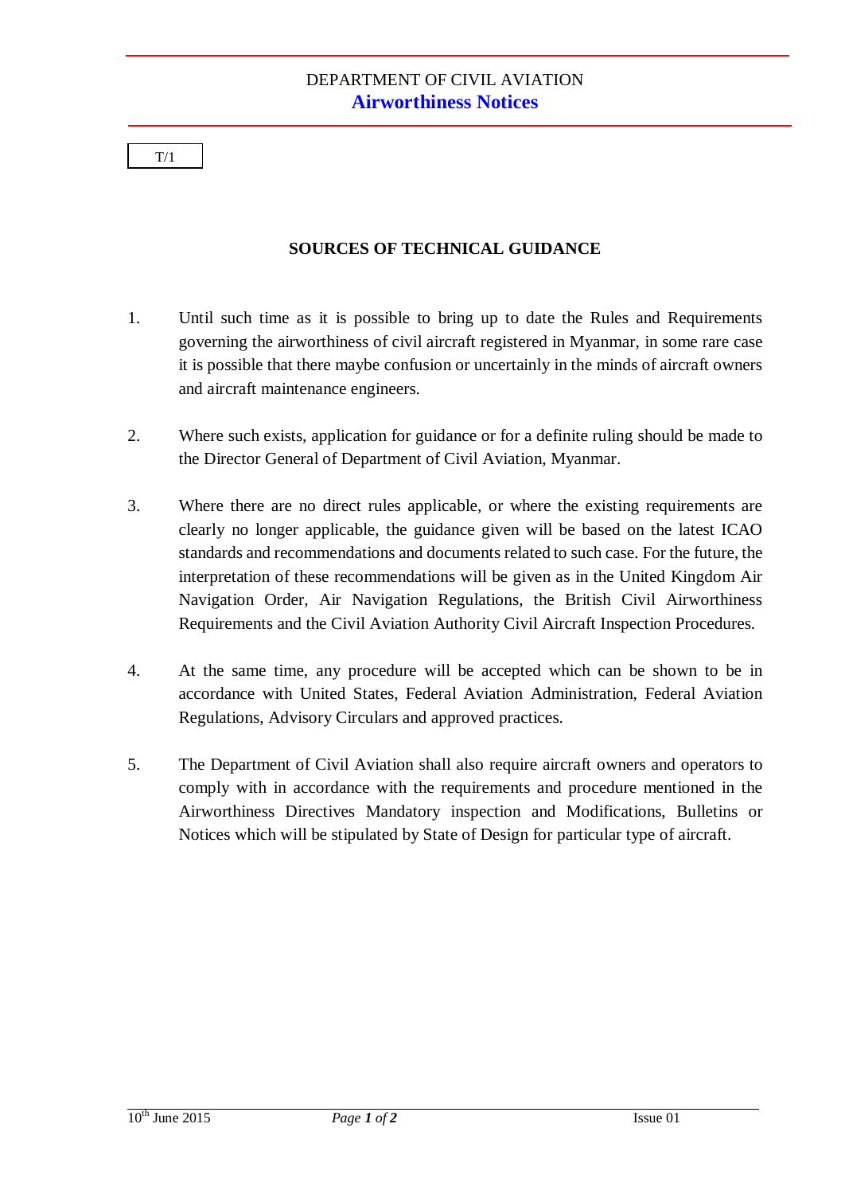DEPARTMENT OF CIVIL AVIATION

**Airworthiness Notices**

T/1

## SOURCES OF TECHNICAL GUIDANCE

1. Until such time as it is possible to bring up to date the Rules and Requirements governing the airworthiness of civil aircraft registered in Myanmar, in some rare case it is possible that there maybe confusion or uncertainly in the minds of aircraft owners and aircraft maintenance engineers.

2. Where such exists, application for guidance or for a definite ruling should be made to the Director General of Department of Civil Aviation, Myanmar.

3. Where there are no direct rules applicable, or where the existing requirements are clearly no longer applicable, the guidance given will be based on the latest ICAO standards and recommendations and documents related to such case. For the future, the interpretation of these recommendations will be given as in the United Kingdom Air Navigation Order, Air Navigation Regulations, the British Civil Airworthiness Requirements and the Civil Aviation Authority Civil Aircraft Inspection Procedures.

4. At the same time, any procedure will be accepted which can be shown to be in accordance with United States, Federal Aviation Administration, Federal Aviation Regulations, Advisory Circulars and approved practices.

5. The Department of Civil Aviation shall also require aircraft owners and operators to comply with in accordance with the requirements and procedure mentioned in the Airworthiness Directives Mandatory inspection and Modifications, Bulletins or Notices which will be stipulated by State of Design for particular type of aircraft.

10th June 2015 | Issue 01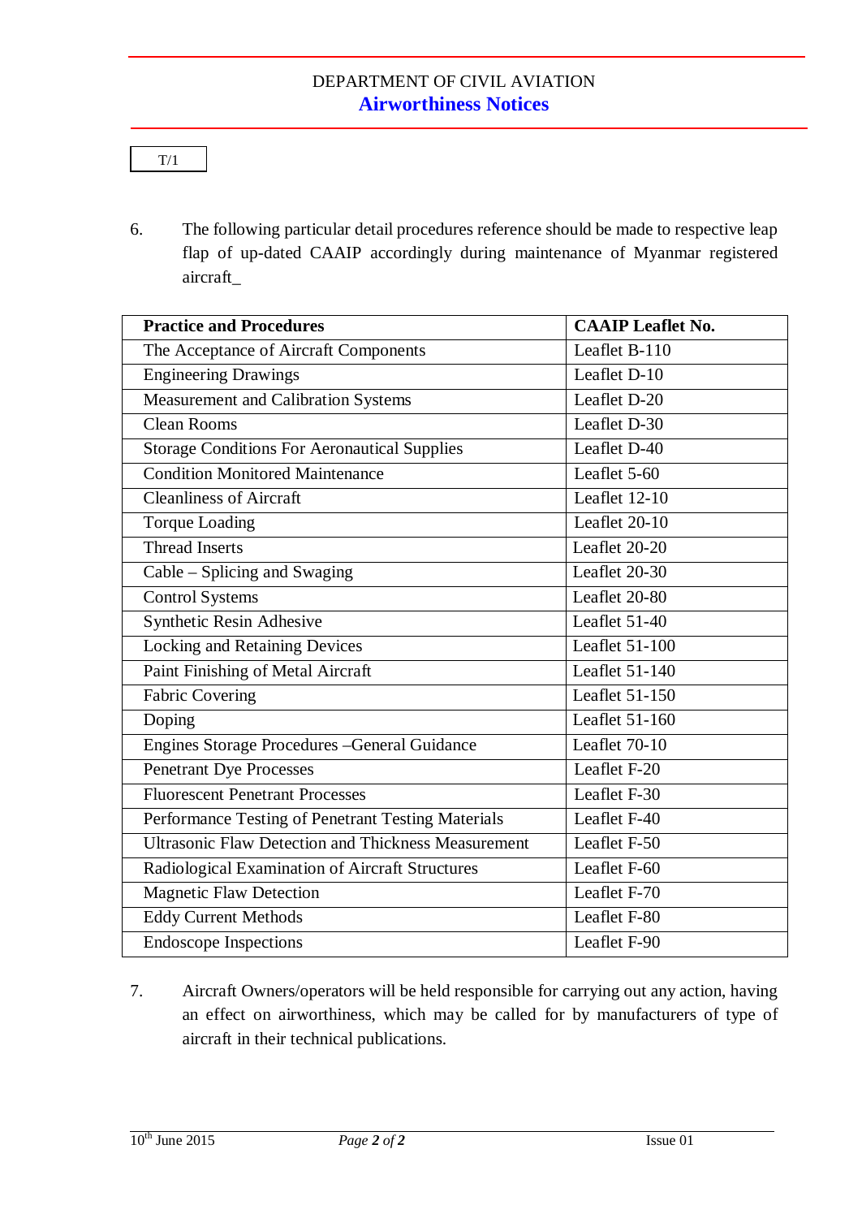T/1

6. The following particular detail procedures reference should be made to respective leap flap of up-dated CAAIP accordingly during maintenance of Myanmar registered aircraft_

| Practice and Procedures | CAAIP Leaflet No. |
|---|---|
| The Acceptance of Aircraft Components | Leaflet B-110 |
| Engineering Drawings | Leaflet D-10 |
| Measurement and Calibration Systems | Leaflet D-20 |
| Clean Rooms | Leaflet D-30 |
| Storage Conditions For Aeronautical Supplies | Leaflet D-40 |
| Condition Monitored Maintenance | Leaflet 5-60 |
| Cleanliness of Aircraft | Leaflet 12-10 |
| Torque Loading | Leaflet 20-10 |
| Thread Inserts | Leaflet 20-20 |
| Cable – Splicing and Swaging | Leaflet 20-30 |
| Control Systems | Leaflet 20-80 |
| Synthetic Resin Adhesive | Leaflet 51-40 |
| Locking and Retaining Devices | Leaflet 51-100 |
| Paint Finishing of Metal Aircraft | Leaflet 51-140 |
| Fabric Covering | Leaflet 51-150 |
| Doping | Leaflet 51-160 |
| Engines Storage Procedures –General Guidance | Leaflet 70-10 |
| Penetrant Dye Processes | Leaflet F-20 |
| Fluorescent Penetrant Processes | Leaflet F-30 |
| Performance Testing of Penetrant Testing Materials | Leaflet F-40 |
| Ultrasonic Flaw Detection and Thickness Measurement | Leaflet F-50 |
| Radiological Examination of Aircraft Structures | Leaflet F-60 |
| Magnetic Flaw Detection | Leaflet F-70 |
| Eddy Current Methods | Leaflet F-80 |
| Endoscope Inspections | Leaflet F-90 |

7. Aircraft Owners/operators will be held responsible for carrying out any action, having an effect on airworthiness, which may be called for by manufacturers of type of aircraft in their technical publications.